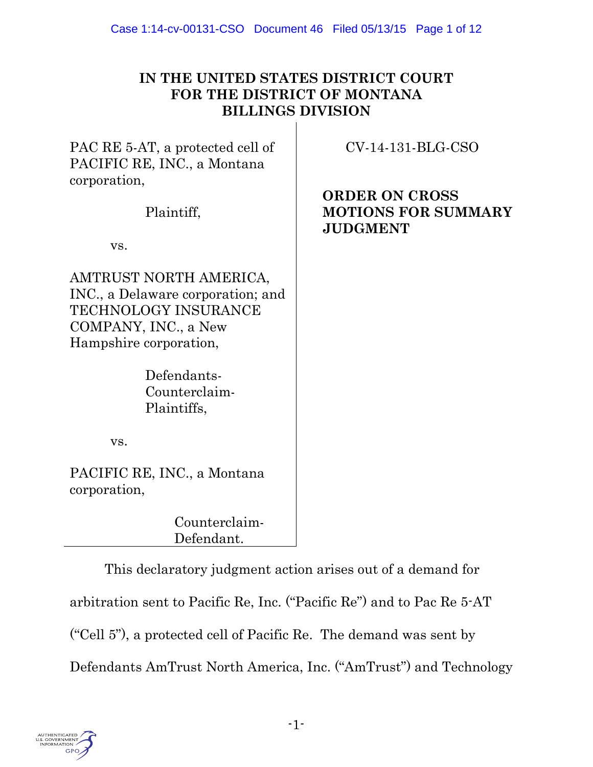# IN THE UNITED STATES DISTRICT COURT FOR THE DISTRICT OF MONTANA BILLINGS DIVISION

PAC RE 5-AT, a protected cell of PACIFIC RE, INC., a Montana corporation,

Plaintiff,

vs.

AMTRUST NORTH AMERICA, INC., a Delaware corporation; and TECHNOLOGY INSURANCE COMPANY, INC., a New Hampshire corporation,

Defendants-Counterclaim-Plaintiffs,

vs.

PACIFIC RE, INC., a Montana corporation,

Counterclaim-Defendant.

CV-14-131-BLG-CSO

**ORDER ON CROSS MOTIONS FOR SUMMARY JUDGMENT**

This declaratory judgment action arises out of a demand for arbitration sent to Pacific Re, Inc. ("Pacific Re") and to Pac Re 5-AT ("Cell 5"), a protected cell of Pacific Re. The demand was sent by Defendants AmTrust North America, Inc. ("AmTrust") and Technology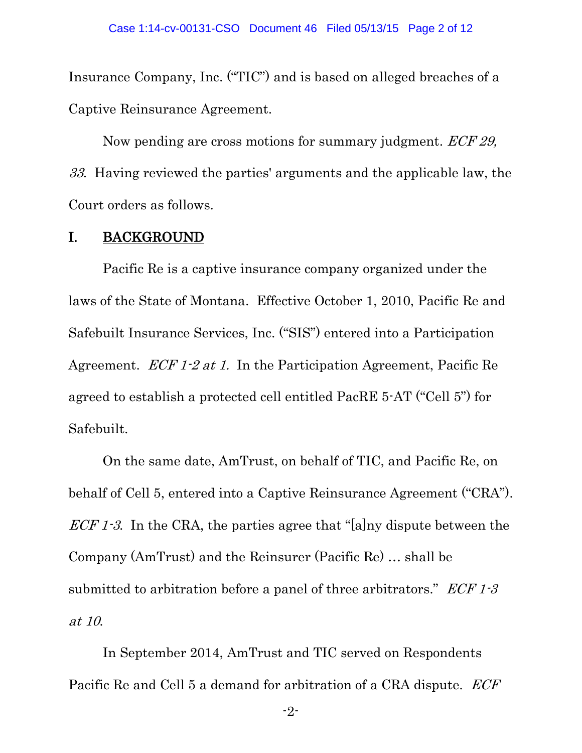Insurance Company, Inc. ("TIC") and is based on alleged breaches of a Captive Reinsurance Agreement.

Now pending are cross motions for summary judgment. *ECF 29, 33*. Having reviewed the parties' arguments and the applicable law, the Court orders as follows.

## I. BACKGROUND

Pacific Re is a captive insurance company organized under the laws of the State of Montana. Effective October 1, 2010, Pacific Re and Safebuilt Insurance Services, Inc. ("SIS") entered into a Participation Agreement. *ECF 1-2 at 1.* In the Participation Agreement, Pacific Re agreed to establish a protected cell entitled PacRE 5-AT ("Cell 5") for Safebuilt.

On the same date, AmTrust, on behalf of TIC, and Pacific Re, on behalf of Cell 5, entered into a Captive Reinsurance Agreement ("CRA"). *ECF 1-3*. In the CRA, the parties agree that "[a]ny dispute between the Company (AmTrust) and the Reinsurer (Pacific Re) … shall be submitted to arbitration before a panel of three arbitrators." *ECF 1-3 at 10*.

In September 2014, AmTrust and TIC served on Respondents Pacific Re and Cell 5 a demand for arbitration of a CRA dispute. *ECF*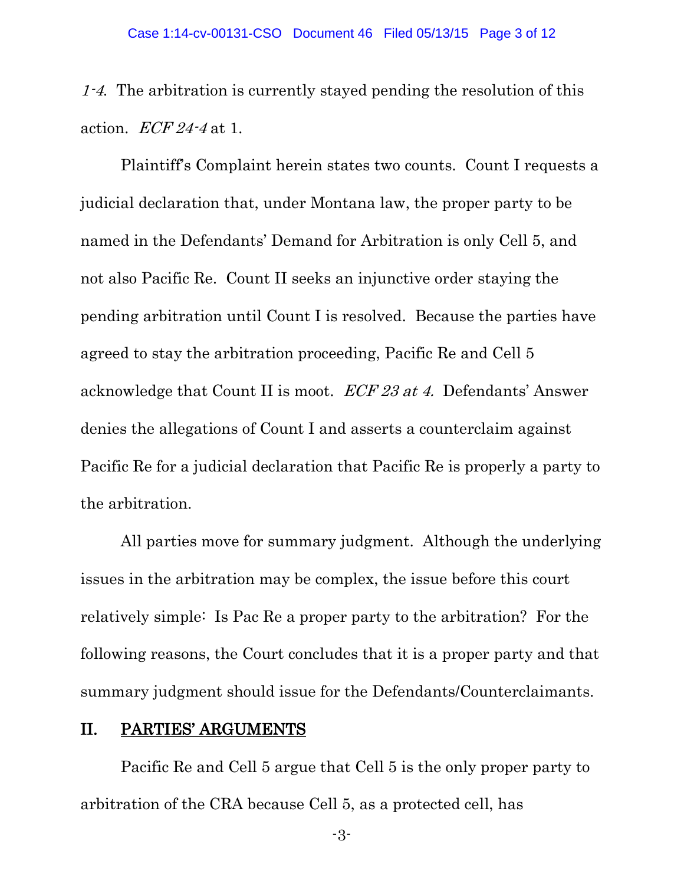*1-4*. The arbitration is currently stayed pending the resolution of this action. *ECF 24-4* at 1.

Plaintiff's Complaint herein states two counts. Count I requests a judicial declaration that, under Montana law, the proper party to be named in the Defendants' Demand for Arbitration is only Cell 5, and not also Pacific Re. Count II seeks an injunctive order staying the pending arbitration until Count I is resolved. Because the parties have agreed to stay the arbitration proceeding, Pacific Re and Cell 5 acknowledge that Count II is moot. *ECF 23 at 4.* Defendants' Answer denies the allegations of Count I and asserts a counterclaim against Pacific Re for a judicial declaration that Pacific Re is properly a party to the arbitration.

All parties move for summary judgment. Although the underlying issues in the arbitration may be complex, the issue before this court relatively simple: Is Pac Re a proper party to the arbitration? For the following reasons, the Court concludes that it is a proper party and that summary judgment should issue for the Defendants/Counterclaimants.

## II. PARTIES' ARGUMENTS

Pacific Re and Cell 5 argue that Cell 5 is the only proper party to arbitration of the CRA because Cell 5, as a protected cell, has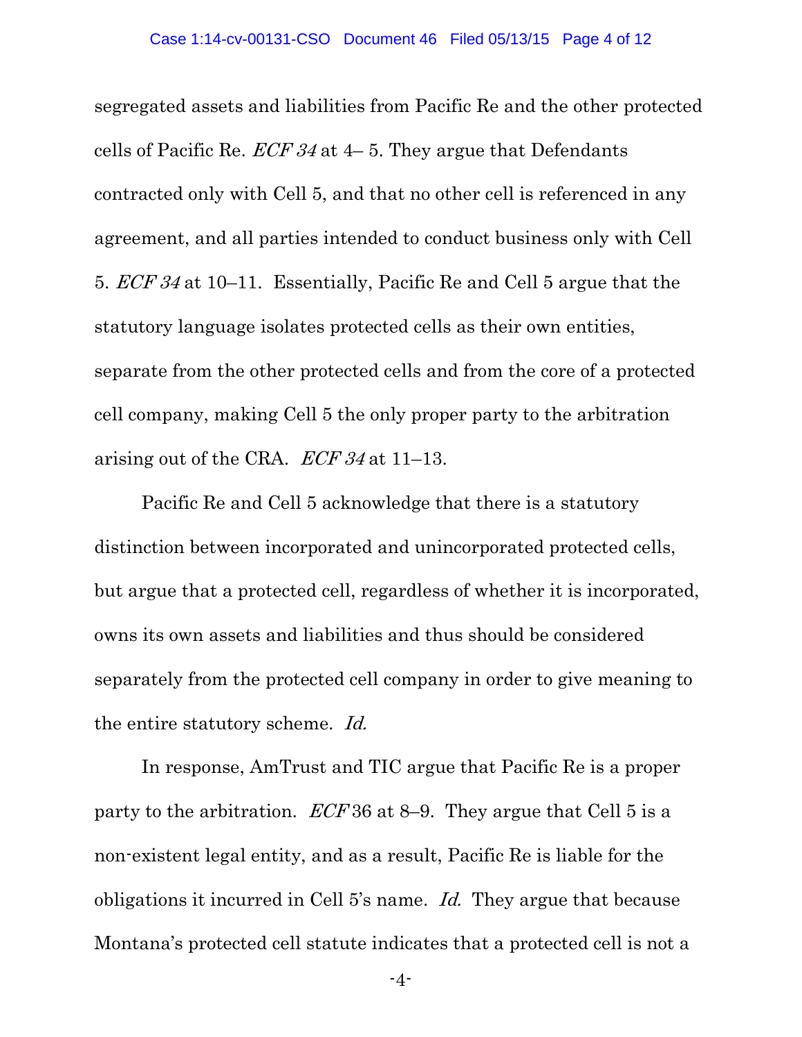segregated assets and liabilities from Pacific Re and the other protected cells of Pacific Re. *ECF 34* at 4– 5. They argue that Defendants contracted only with Cell 5, and that no other cell is referenced in any agreement, and all parties intended to conduct business only with Cell 5. *ECF 34* at 10–11. Essentially, Pacific Re and Cell 5 argue that the statutory language isolates protected cells as their own entities, separate from the other protected cells and from the core of a protected cell company, making Cell 5 the only proper party to the arbitration arising out of the CRA. *ECF 34* at 11–13.

Pacific Re and Cell 5 acknowledge that there is a statutory distinction between incorporated and unincorporated protected cells, but argue that a protected cell, regardless of whether it is incorporated, owns its own assets and liabilities and thus should be considered separately from the protected cell company in order to give meaning to the entire statutory scheme. *Id.*

In response, AmTrust and TIC argue that Pacific Re is a proper party to the arbitration. *ECF* 36 at 8–9. They argue that Cell 5 is a non-existent legal entity, and as a result, Pacific Re is liable for the obligations it incurred in Cell 5's name. *Id.* They argue that because Montana's protected cell statute indicates that a protected cell is not a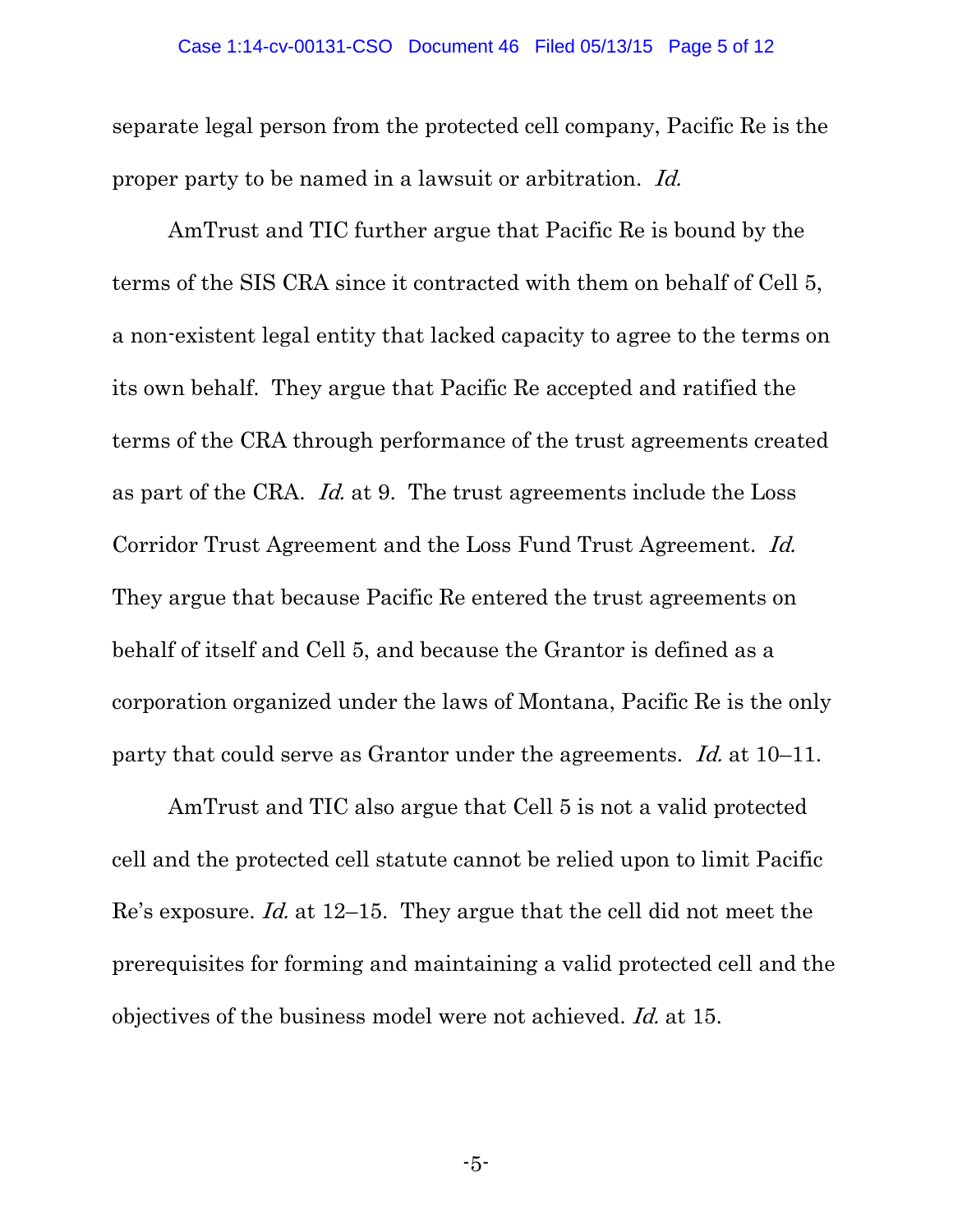separate legal person from the protected cell company, Pacific Re is the proper party to be named in a lawsuit or arbitration. *Id.*

AmTrust and TIC further argue that Pacific Re is bound by the terms of the SIS CRA since it contracted with them on behalf of Cell 5, a non-existent legal entity that lacked capacity to agree to the terms on its own behalf. They argue that Pacific Re accepted and ratified the terms of the CRA through performance of the trust agreements created as part of the CRA. *Id.* at 9. The trust agreements include the Loss Corridor Trust Agreement and the Loss Fund Trust Agreement. *Id.* They argue that because Pacific Re entered the trust agreements on behalf of itself and Cell 5, and because the Grantor is defined as a corporation organized under the laws of Montana, Pacific Re is the only party that could serve as Grantor under the agreements. *Id.* at 10–11.

AmTrust and TIC also argue that Cell 5 is not a valid protected cell and the protected cell statute cannot be relied upon to limit Pacific Re's exposure. *Id.* at 12–15. They argue that the cell did not meet the prerequisites for forming and maintaining a valid protected cell and the objectives of the business model were not achieved. *Id.* at 15.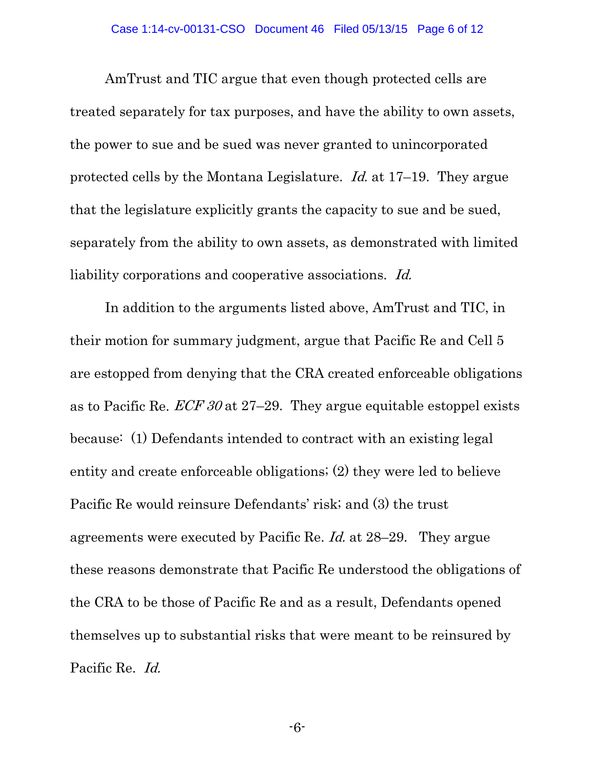AmTrust and TIC argue that even though protected cells are treated separately for tax purposes, and have the ability to own assets, the power to sue and be sued was never granted to unincorporated protected cells by the Montana Legislature. *Id.* at 17–19. They argue that the legislature explicitly grants the capacity to sue and be sued, separately from the ability to own assets, as demonstrated with limited liability corporations and cooperative associations. *Id.*

In addition to the arguments listed above, AmTrust and TIC, in their motion for summary judgment, argue that Pacific Re and Cell 5 are estopped from denying that the CRA created enforceable obligations as to Pacific Re. *ECF 30* at 27–29. They argue equitable estoppel exists because: (1) Defendants intended to contract with an existing legal entity and create enforceable obligations; (2) they were led to believe Pacific Re would reinsure Defendants' risk; and (3) the trust agreements were executed by Pacific Re. *Id.* at 28–29. They argue these reasons demonstrate that Pacific Re understood the obligations of the CRA to be those of Pacific Re and as a result, Defendants opened themselves up to substantial risks that were meant to be reinsured by Pacific Re. *Id.*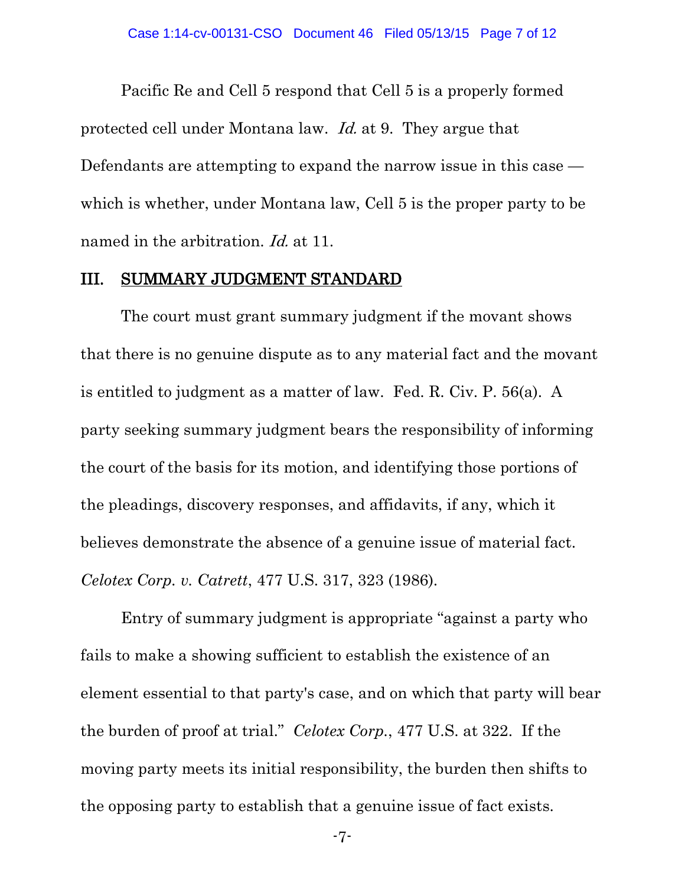Pacific Re and Cell 5 respond that Cell 5 is a properly formed protected cell under Montana law. *Id.* at 9. They argue that Defendants are attempting to expand the narrow issue in this case — which is whether, under Montana law, Cell 5 is the proper party to be named in the arbitration. *Id.* at 11.

## III. SUMMARY JUDGMENT STANDARD

The court must grant summary judgment if the movant shows that there is no genuine dispute as to any material fact and the movant is entitled to judgment as a matter of law. Fed. R. Civ. P. 56(a). A party seeking summary judgment bears the responsibility of informing the court of the basis for its motion, and identifying those portions of the pleadings, discovery responses, and affidavits, if any, which it believes demonstrate the absence of a genuine issue of material fact. *Celotex Corp. v. Catrett*, 477 U.S. 317, 323 (1986).

Entry of summary judgment is appropriate "against a party who fails to make a showing sufficient to establish the existence of an element essential to that party's case, and on which that party will bear the burden of proof at trial." *Celotex Corp.*, 477 U.S. at 322. If the moving party meets its initial responsibility, the burden then shifts to the opposing party to establish that a genuine issue of fact exists.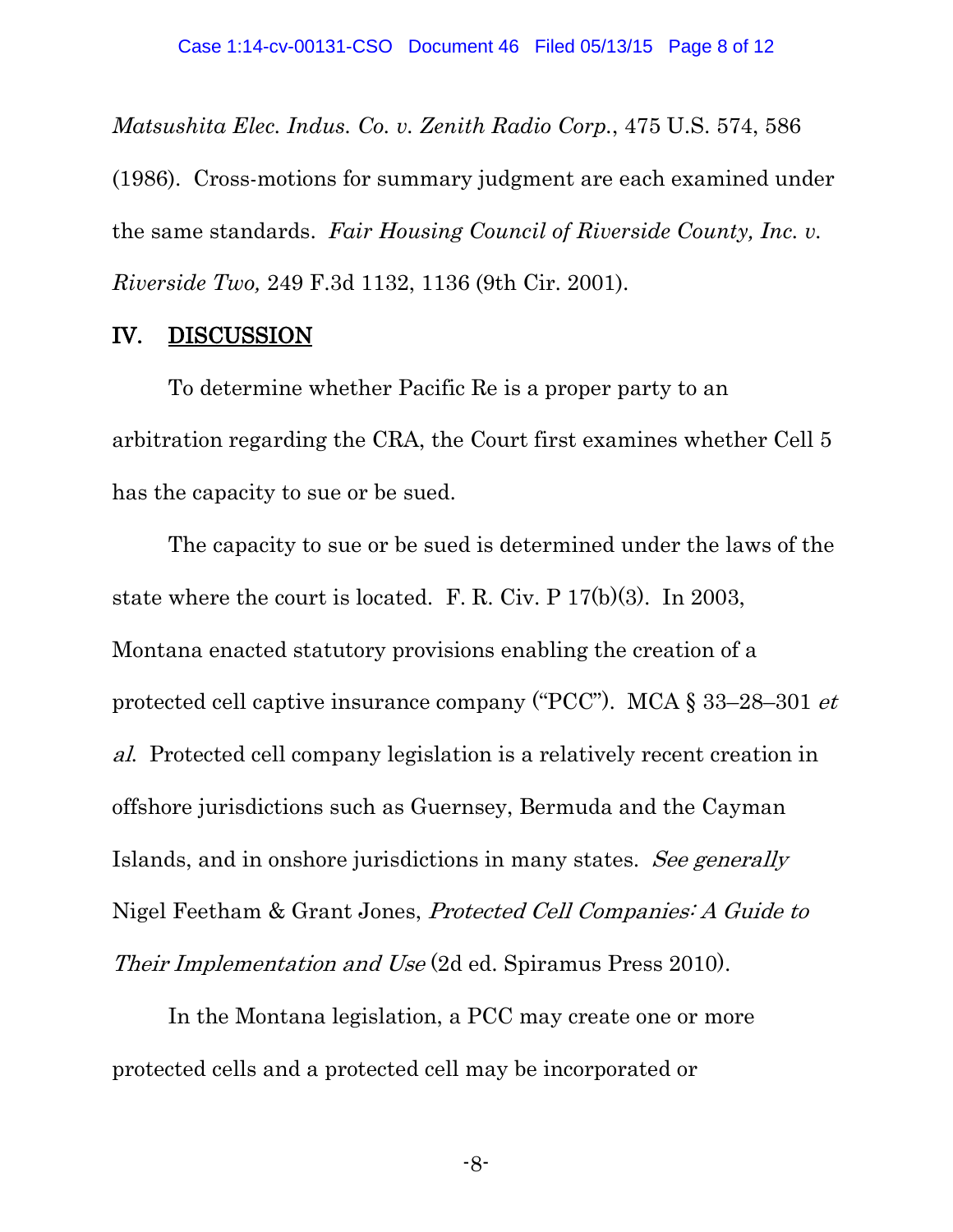*Matsushita Elec. Indus. Co. v. Zenith Radio Corp.*, 475 U.S. 574, 586 (1986). Cross-motions for summary judgment are each examined under the same standards. *Fair Housing Council of Riverside County, Inc. v. Riverside Two,* 249 F.3d 1132, 1136 (9th Cir. 2001).

## IV. DISCUSSION

To determine whether Pacific Re is a proper party to an arbitration regarding the CRA, the Court first examines whether Cell 5 has the capacity to sue or be sued.

The capacity to sue or be sued is determined under the laws of the state where the court is located. F. R. Civ. P 17(b)(3). In 2003, Montana enacted statutory provisions enabling the creation of a protected cell captive insurance company ("PCC"). MCA § 33–28–301 *et al.* Protected cell company legislation is a relatively recent creation in offshore jurisdictions such as Guernsey, Bermuda and the Cayman Islands, and in onshore jurisdictions in many states. *See generally* Nigel Feetham & Grant Jones, *Protected Cell Companies: A Guide to Their Implementation and Use* (2d ed. Spiramus Press 2010).

In the Montana legislation, a PCC may create one or more protected cells and a protected cell may be incorporated or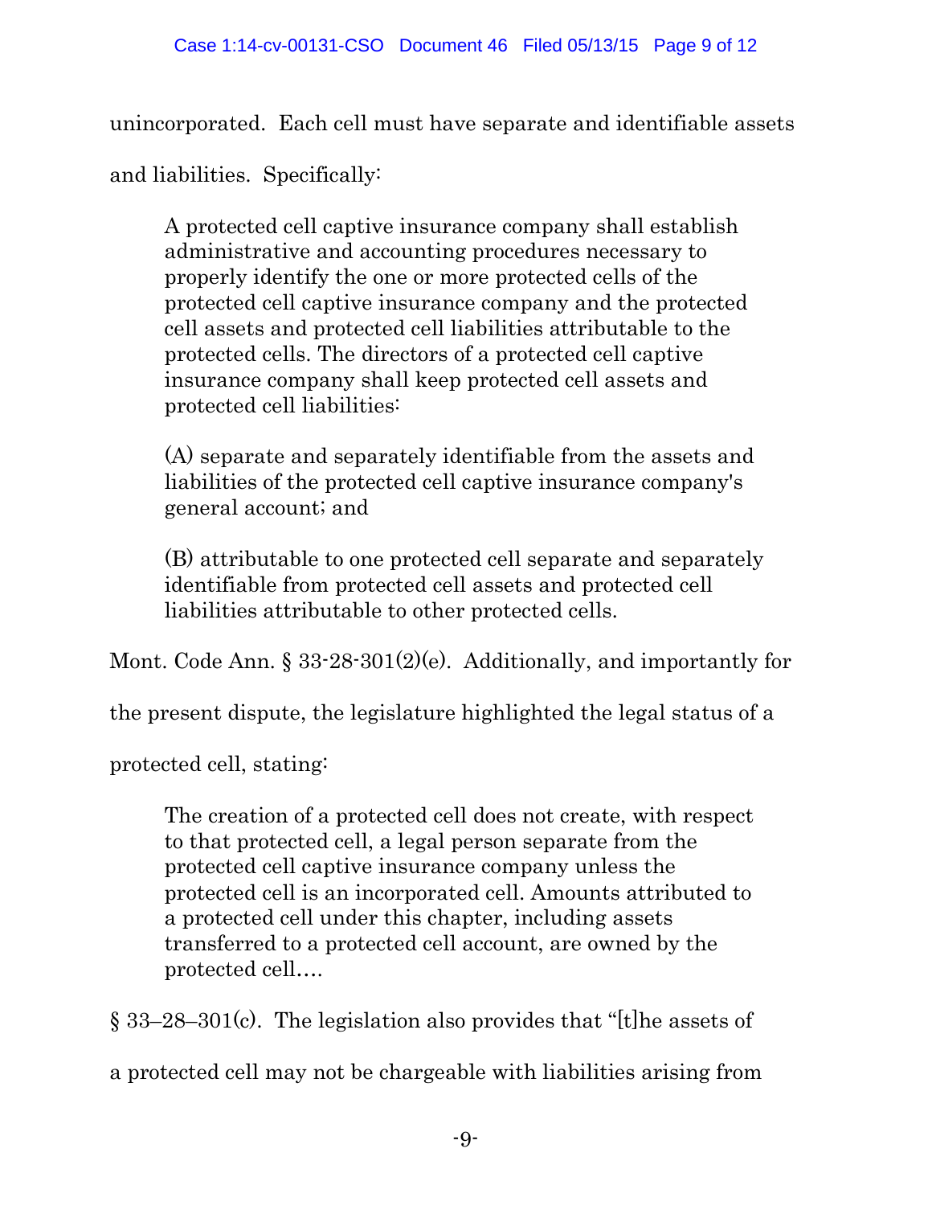unincorporated. Each cell must have separate and identifiable assets and liabilities. Specifically:

> A protected cell captive insurance company shall establish administrative and accounting procedures necessary to properly identify the one or more protected cells of the protected cell captive insurance company and the protected cell assets and protected cell liabilities attributable to the protected cells. The directors of a protected cell captive insurance company shall keep protected cell assets and protected cell liabilities:
>
> (A) separate and separately identifiable from the assets and liabilities of the protected cell captive insurance company's general account; and
>
> (B) attributable to one protected cell separate and separately identifiable from protected cell assets and protected cell liabilities attributable to other protected cells.

Mont. Code Ann. § 33-28-301(2)(e). Additionally, and importantly for the present dispute, the legislature highlighted the legal status of a protected cell, stating:

> The creation of a protected cell does not create, with respect to that protected cell, a legal person separate from the protected cell captive insurance company unless the protected cell is an incorporated cell. Amounts attributed to a protected cell under this chapter, including assets transferred to a protected cell account, are owned by the protected cell….

§ 33–28–301(c). The legislation also provides that "[t]he assets of a protected cell may not be chargeable with liabilities arising from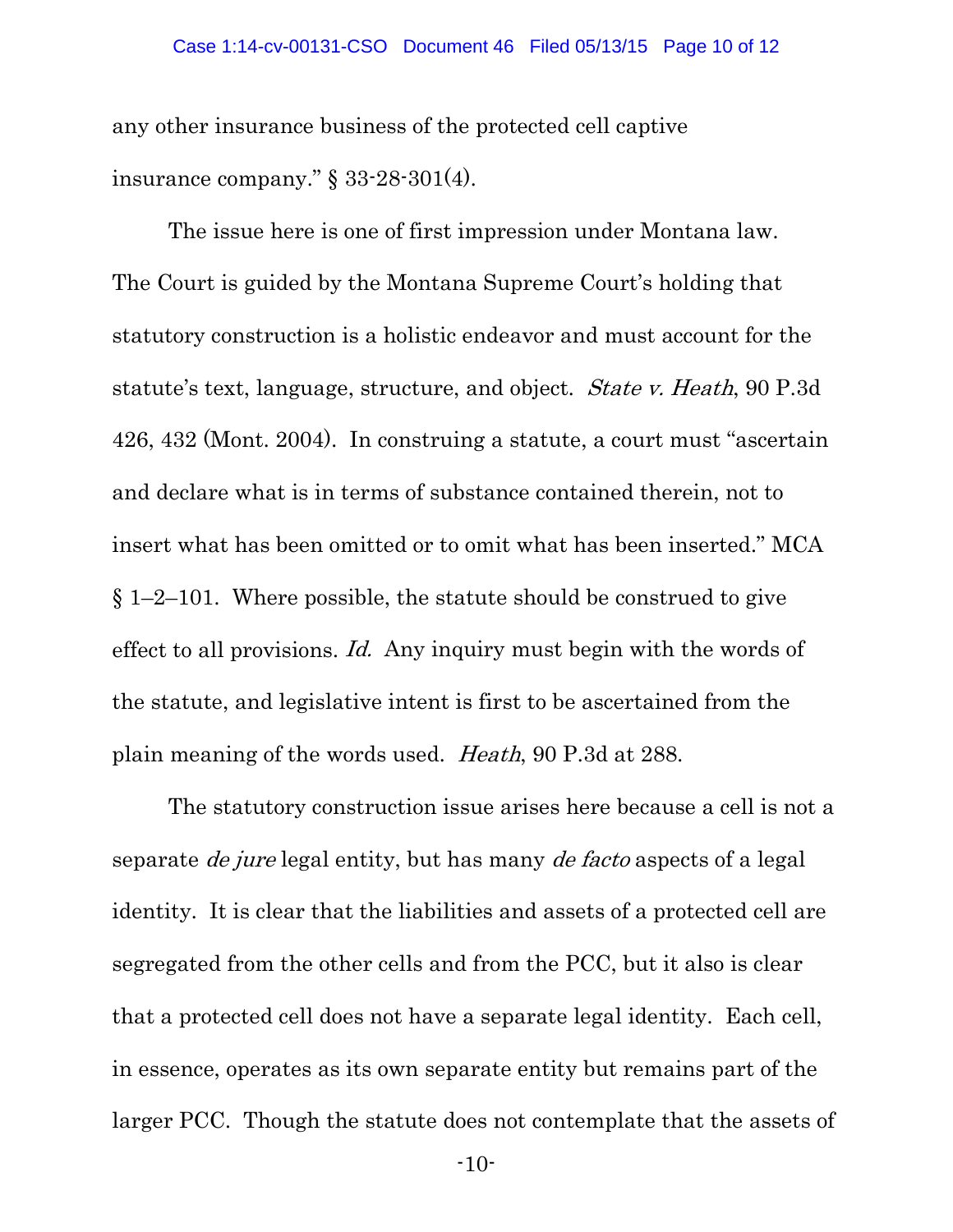any other insurance business of the protected cell captive insurance company." § 33-28-301(4).

The issue here is one of first impression under Montana law. The Court is guided by the Montana Supreme Court's holding that statutory construction is a holistic endeavor and must account for the statute's text, language, structure, and object. *State v. Heath*, 90 P.3d 426, 432 (Mont. 2004). In construing a statute, a court must "ascertain and declare what is in terms of substance contained therein, not to insert what has been omitted or to omit what has been inserted." MCA § 1–2–101. Where possible, the statute should be construed to give effect to all provisions. *Id.* Any inquiry must begin with the words of the statute, and legislative intent is first to be ascertained from the plain meaning of the words used. *Heath*, 90 P.3d at 288.

The statutory construction issue arises here because a cell is not a separate *de jure* legal entity, but has many *de facto* aspects of a legal identity. It is clear that the liabilities and assets of a protected cell are segregated from the other cells and from the PCC, but it also is clear that a protected cell does not have a separate legal identity. Each cell, in essence, operates as its own separate entity but remains part of the larger PCC. Though the statute does not contemplate that the assets of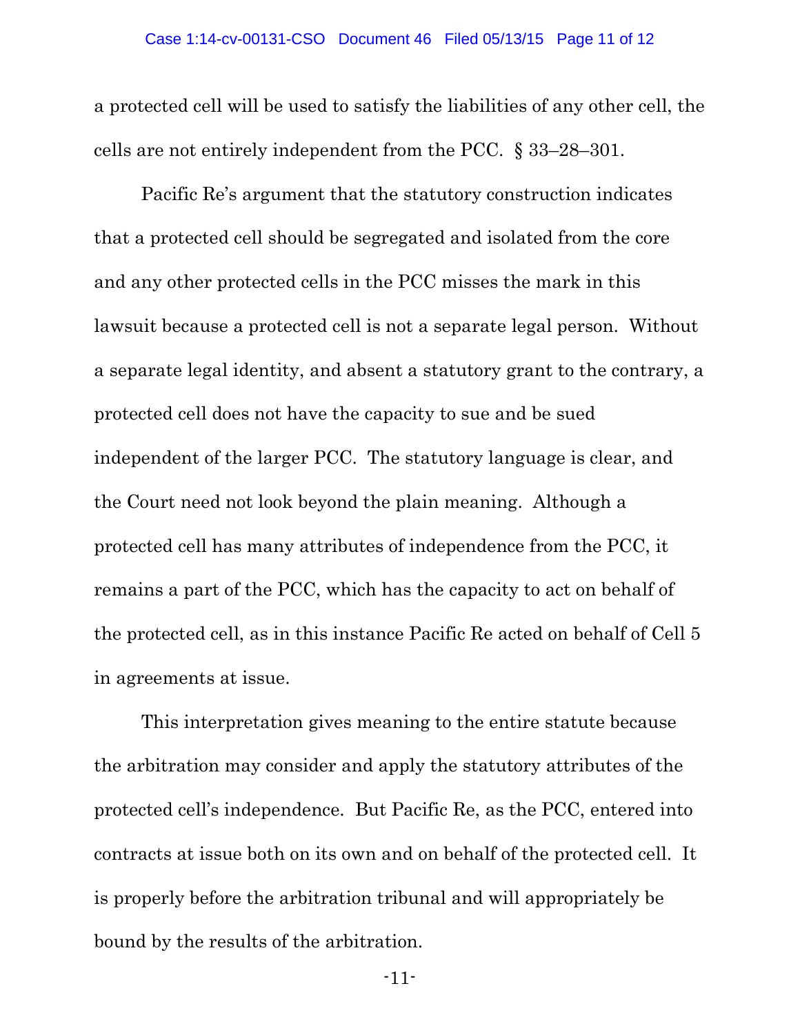a protected cell will be used to satisfy the liabilities of any other cell, the cells are not entirely independent from the PCC. § 33–28–301.

Pacific Re's argument that the statutory construction indicates that a protected cell should be segregated and isolated from the core and any other protected cells in the PCC misses the mark in this lawsuit because a protected cell is not a separate legal person. Without a separate legal identity, and absent a statutory grant to the contrary, a protected cell does not have the capacity to sue and be sued independent of the larger PCC. The statutory language is clear, and the Court need not look beyond the plain meaning. Although a protected cell has many attributes of independence from the PCC, it remains a part of the PCC, which has the capacity to act on behalf of the protected cell, as in this instance Pacific Re acted on behalf of Cell 5 in agreements at issue.

This interpretation gives meaning to the entire statute because the arbitration may consider and apply the statutory attributes of the protected cell's independence. But Pacific Re, as the PCC, entered into contracts at issue both on its own and on behalf of the protected cell. It is properly before the arbitration tribunal and will appropriately be bound by the results of the arbitration.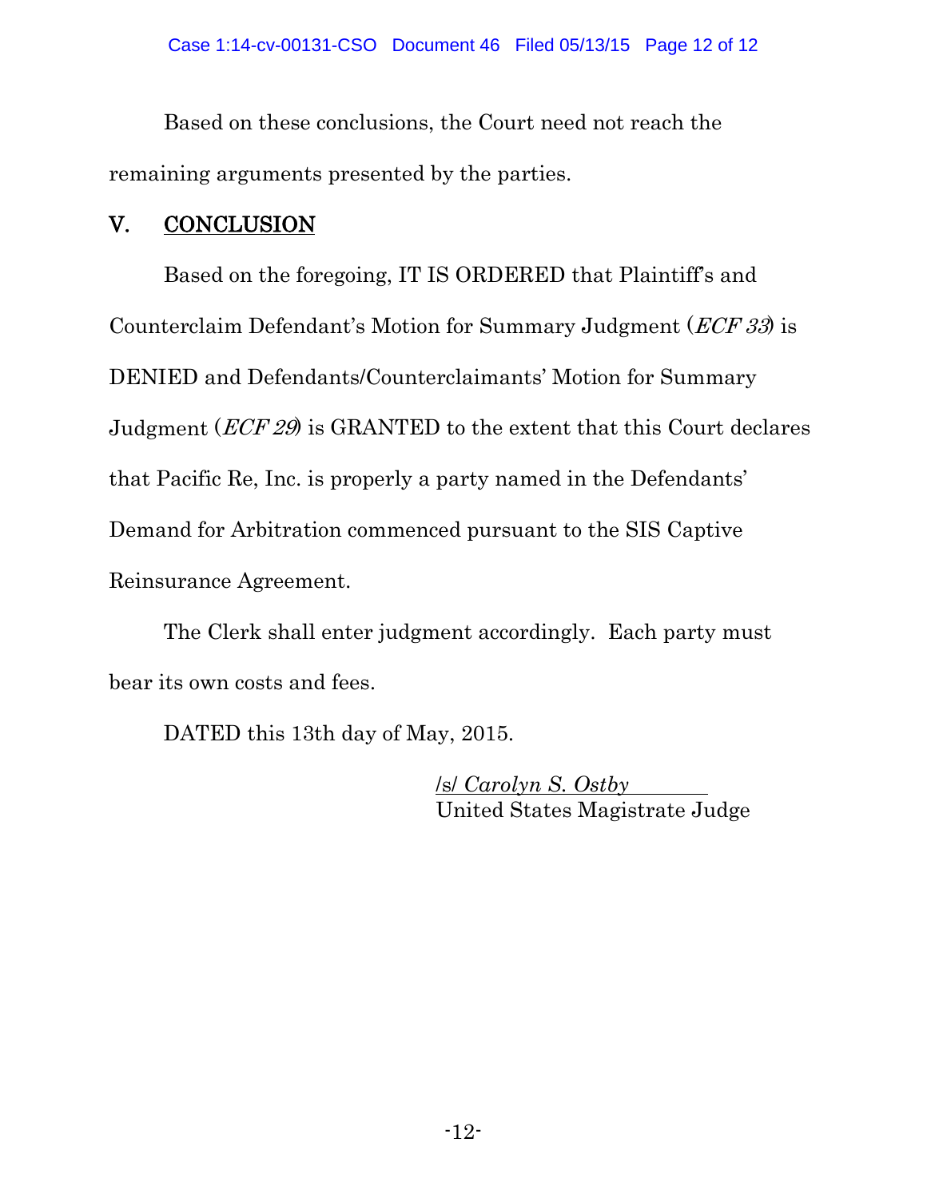Based on these conclusions, the Court need not reach the remaining arguments presented by the parties.

## V. CONCLUSION

Based on the foregoing, IT IS ORDERED that Plaintiff's and Counterclaim Defendant's Motion for Summary Judgment (*ECF 33*) is DENIED and Defendants/Counterclaimants' Motion for Summary Judgment (*ECF 29*) is GRANTED to the extent that this Court declares that Pacific Re, Inc. is properly a party named in the Defendants' Demand for Arbitration commenced pursuant to the SIS Captive Reinsurance Agreement.

The Clerk shall enter judgment accordingly. Each party must bear its own costs and fees.

DATED this 13th day of May, 2015.

/s/ *Carolyn S. Ostby*
United States Magistrate Judge